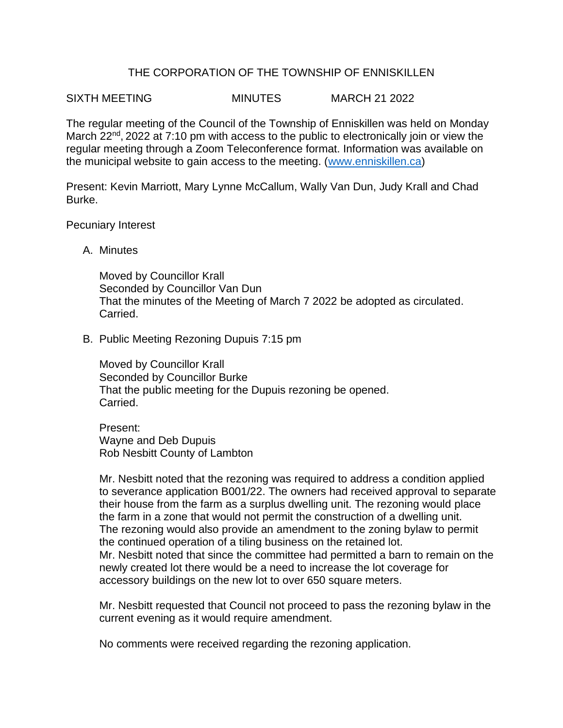THE CORPORATION OF THE TOWNSHIP OF ENNISKILLEN

SIXTH MEETING MINUTES MARCH 21 2022

The regular meeting of the Council of the Township of Enniskillen was held on Monday March 22nd, 2022 at 7:10 pm with access to the public to electronically join or view the regular meeting through a Zoom Teleconference format. Information was available on the municipal website to gain access to the meeting. (www.enniskillen.ca)

Present: Kevin Marriott, Mary Lynne McCallum, Wally Van Dun, Judy Krall and Chad Burke.

Pecuniary Interest

A. Minutes

   Moved by Councillor Krall
   Seconded by Councillor Van Dun
   That the minutes of the Meeting of March 7 2022 be adopted as circulated.
   Carried.

B. Public Meeting Rezoning Dupuis 7:15 pm

   Moved by Councillor Krall
   Seconded by Councillor Burke
   That the public meeting for the Dupuis rezoning be opened.
   Carried.

   Present:
   Wayne and Deb Dupuis
   Rob Nesbitt County of Lambton

   Mr. Nesbitt noted that the rezoning was required to address a condition applied to severance application B001/22. The owners had received approval to separate their house from the farm as a surplus dwelling unit. The rezoning would place the farm in a zone that would not permit the construction of a dwelling unit. The rezoning would also provide an amendment to the zoning bylaw to permit the continued operation of a tiling business on the retained lot.
   Mr. Nesbitt noted that since the committee had permitted a barn to remain on the newly created lot there would be a need to increase the lot coverage for accessory buildings on the new lot to over 650 square meters.

   Mr. Nesbitt requested that Council not proceed to pass the rezoning bylaw in the current evening as it would require amendment.

   No comments were received regarding the rezoning application.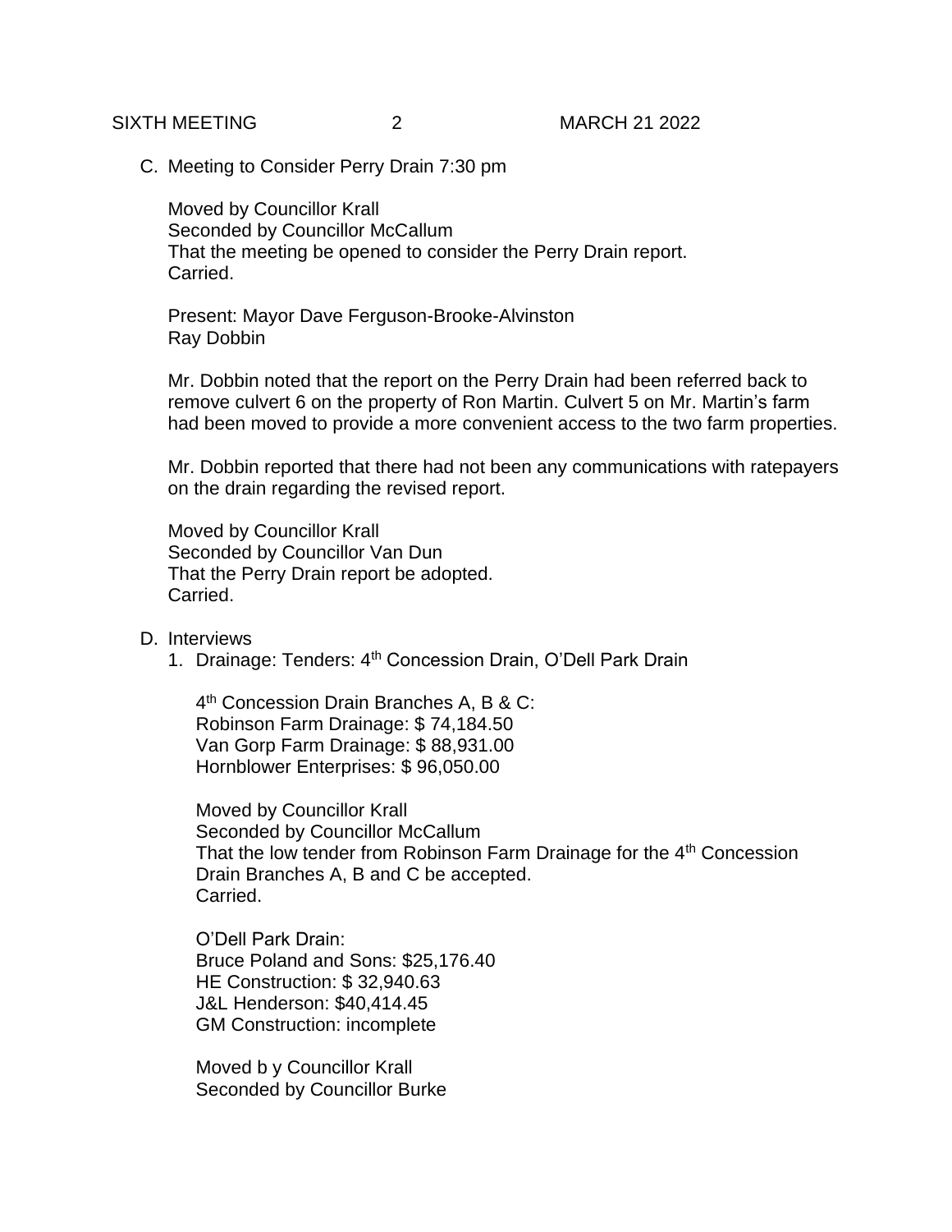C. Meeting to Consider Perry Drain 7:30 pm

Moved by Councillor Krall
Seconded by Councillor McCallum
That the meeting be opened to consider the Perry Drain report.
Carried.

Present: Mayor Dave Ferguson-Brooke-Alvinston
Ray Dobbin

Mr. Dobbin noted that the report on the Perry Drain had been referred back to remove culvert 6 on the property of Ron Martin. Culvert 5 on Mr. Martin's farm had been moved to provide a more convenient access to the two farm properties.

Mr. Dobbin reported that there had not been any communications with ratepayers on the drain regarding the revised report.

Moved by Councillor Krall
Seconded by Councillor Van Dun
That the Perry Drain report be adopted.
Carried.

D. Interviews

1. Drainage: Tenders: 4th Concession Drain, O'Dell Park Drain

   4th Concession Drain Branches A, B & C:
   Robinson Farm Drainage: $ 74,184.50
   Van Gorp Farm Drainage: $ 88,931.00
   Hornblower Enterprises: $ 96,050.00

   Moved by Councillor Krall
   Seconded by Councillor McCallum
   That the low tender from Robinson Farm Drainage for the 4th Concession Drain Branches A, B and C be accepted.
   Carried.

   O'Dell Park Drain:
   Bruce Poland and Sons: $25,176.40
   HE Construction: $ 32,940.63
   J&L Henderson: $40,414.45
   GM Construction: incomplete

   Moved b y Councillor Krall
   Seconded by Councillor Burke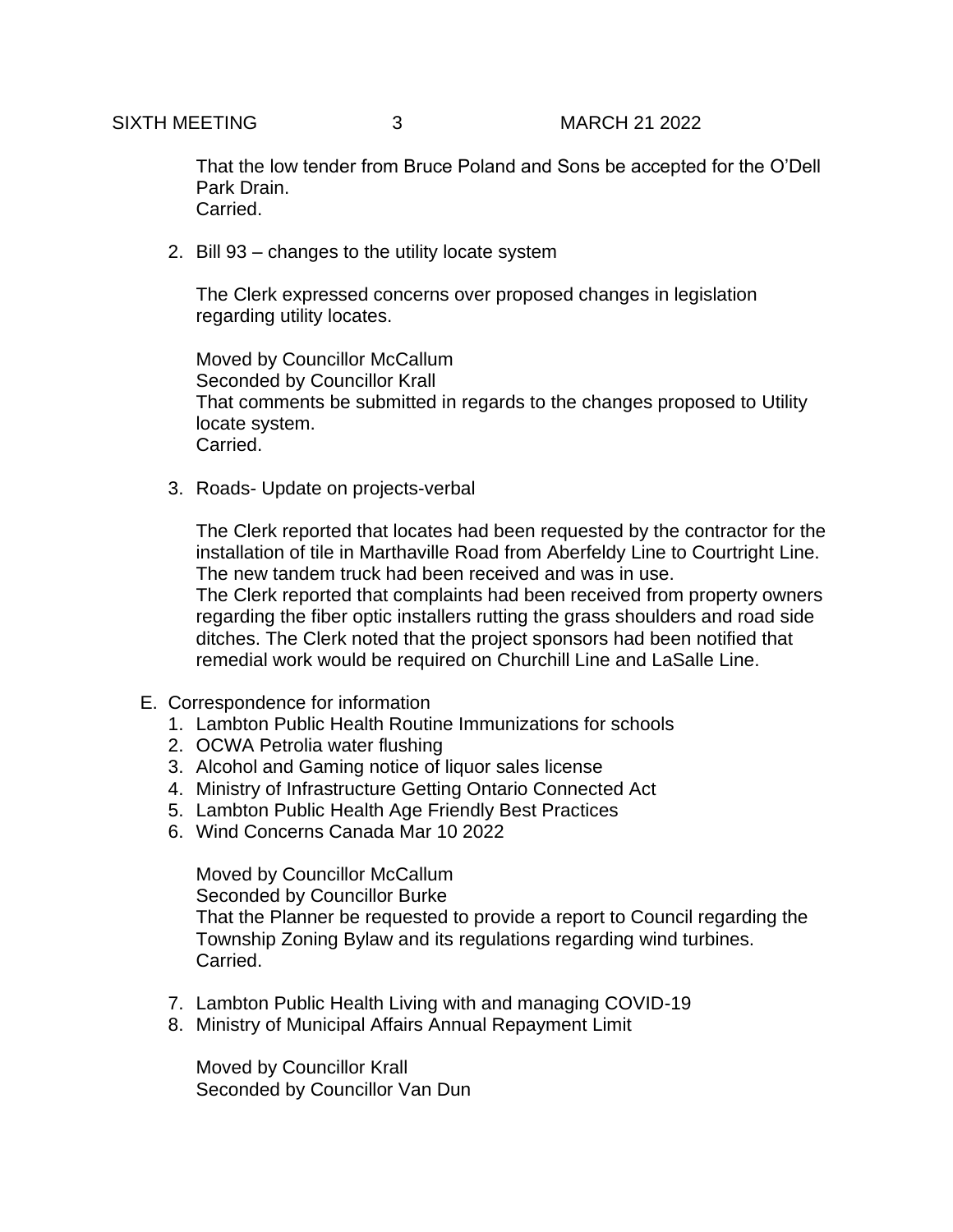That the low tender from Bruce Poland and Sons be accepted for the O'Dell Park Drain.
Carried.

2. Bill 93 – changes to the utility locate system

   The Clerk expressed concerns over proposed changes in legislation regarding utility locates.

   Moved by Councillor McCallum
   Seconded by Councillor Krall
   That comments be submitted in regards to the changes proposed to Utility locate system.
   Carried.

3. Roads- Update on projects-verbal

   The Clerk reported that locates had been requested by the contractor for the installation of tile in Marthaville Road from Aberfeldy Line to Courtright Line. The new tandem truck had been received and was in use.
   The Clerk reported that complaints had been received from property owners regarding the fiber optic installers rutting the grass shoulders and road side ditches. The Clerk noted that the project sponsors had been notified that remedial work would be required on Churchill Line and LaSalle Line.

E. Correspondence for information
   1. Lambton Public Health Routine Immunizations for schools
   2. OCWA Petrolia water flushing
   3. Alcohol and Gaming notice of liquor sales license
   4. Ministry of Infrastructure Getting Ontario Connected Act
   5. Lambton Public Health Age Friendly Best Practices
   6. Wind Concerns Canada Mar 10 2022

      Moved by Councillor McCallum
      Seconded by Councillor Burke
      That the Planner be requested to provide a report to Council regarding the Township Zoning Bylaw and its regulations regarding wind turbines.
      Carried.

   7. Lambton Public Health Living with and managing COVID-19
   8. Ministry of Municipal Affairs Annual Repayment Limit

      Moved by Councillor Krall
      Seconded by Councillor Van Dun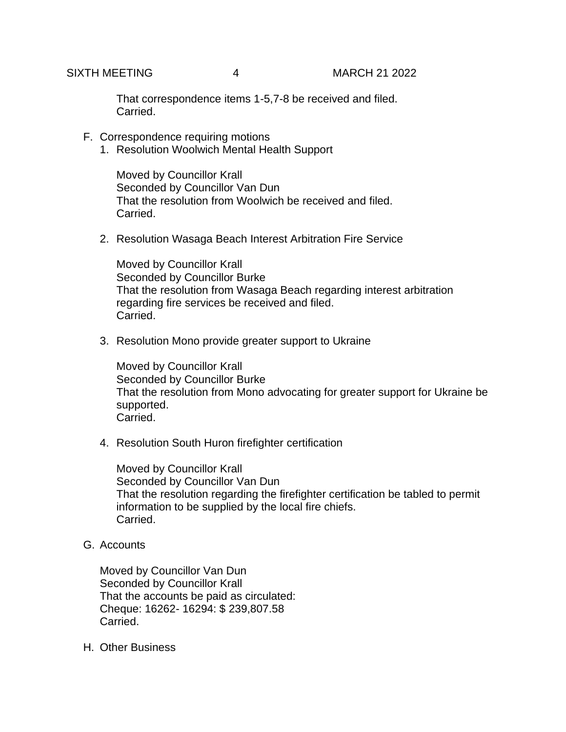That correspondence items 1-5,7-8 be received and filed.
Carried.

F. Correspondence requiring motions

1. Resolution Woolwich Mental Health Support

   Moved by Councillor Krall
   Seconded by Councillor Van Dun
   That the resolution from Woolwich be received and filed.
   Carried.

2. Resolution Wasaga Beach Interest Arbitration Fire Service

   Moved by Councillor Krall
   Seconded by Councillor Burke
   That the resolution from Wasaga Beach regarding interest arbitration regarding fire services be received and filed.
   Carried.

3. Resolution Mono provide greater support to Ukraine

   Moved by Councillor Krall
   Seconded by Councillor Burke
   That the resolution from Mono advocating for greater support for Ukraine be supported.
   Carried.

4. Resolution South Huron firefighter certification

   Moved by Councillor Krall
   Seconded by Councillor Van Dun
   That the resolution regarding the firefighter certification be tabled to permit information to be supplied by the local fire chiefs.
   Carried.

G. Accounts

Moved by Councillor Van Dun
Seconded by Councillor Krall
That the accounts be paid as circulated:
Cheque: 16262- 16294: $ 239,807.58
Carried.

H. Other Business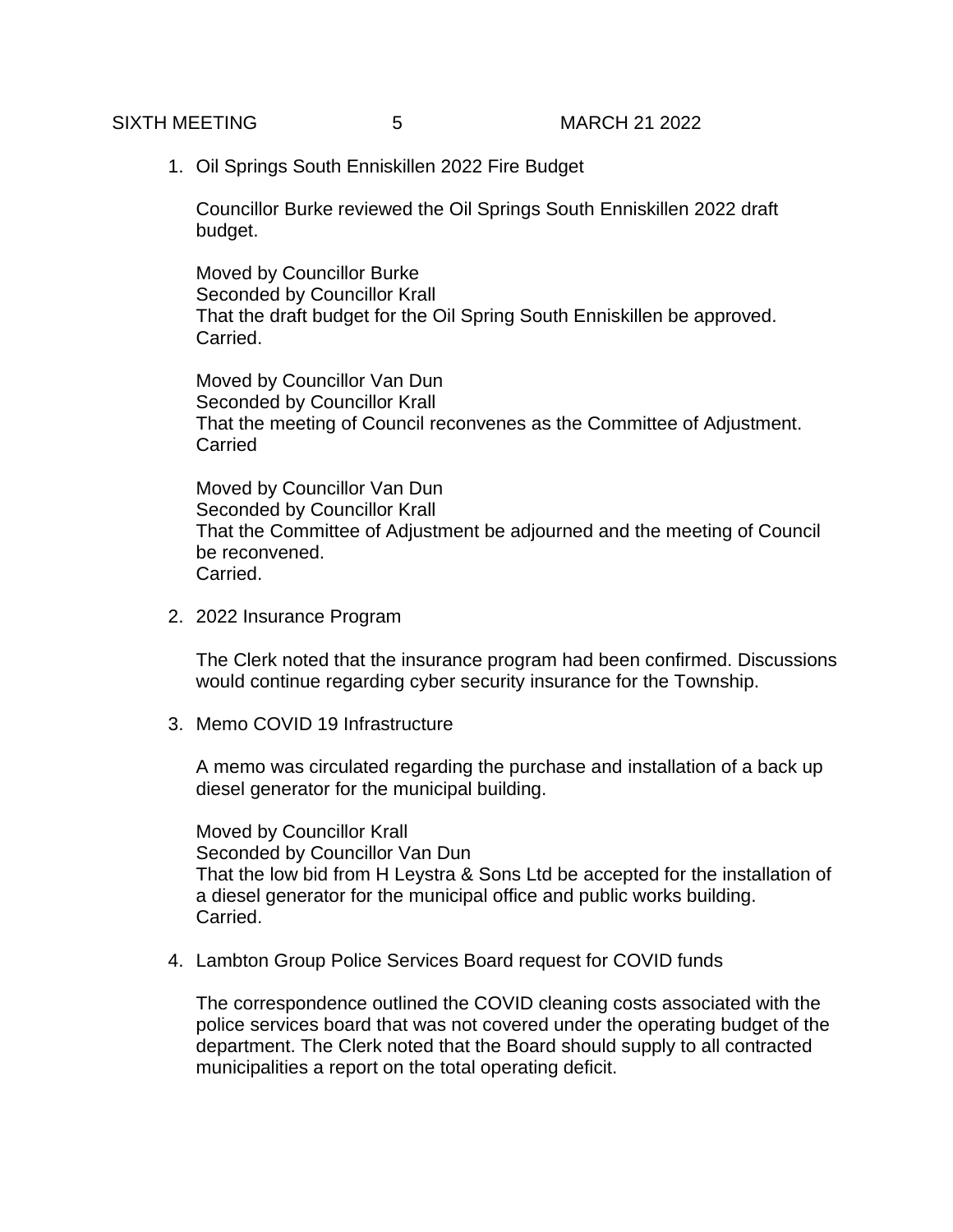1. Oil Springs South Enniskillen 2022 Fire Budget

   Councillor Burke reviewed the Oil Springs South Enniskillen 2022 draft budget.

   Moved by Councillor Burke
   Seconded by Councillor Krall
   That the draft budget for the Oil Spring South Enniskillen be approved.
   Carried.

   Moved by Councillor Van Dun
   Seconded by Councillor Krall
   That the meeting of Council reconvenes as the Committee of Adjustment.
   Carried

   Moved by Councillor Van Dun
   Seconded by Councillor Krall
   That the Committee of Adjustment be adjourned and the meeting of Council be reconvened.
   Carried.

2. 2022 Insurance Program

   The Clerk noted that the insurance program had been confirmed. Discussions would continue regarding cyber security insurance for the Township.

3. Memo COVID 19 Infrastructure

   A memo was circulated regarding the purchase and installation of a back up diesel generator for the municipal building.

   Moved by Councillor Krall
   Seconded by Councillor Van Dun
   That the low bid from H Leystra & Sons Ltd be accepted for the installation of a diesel generator for the municipal office and public works building.
   Carried.

4. Lambton Group Police Services Board request for COVID funds

   The correspondence outlined the COVID cleaning costs associated with the police services board that was not covered under the operating budget of the department. The Clerk noted that the Board should supply to all contracted municipalities a report on the total operating deficit.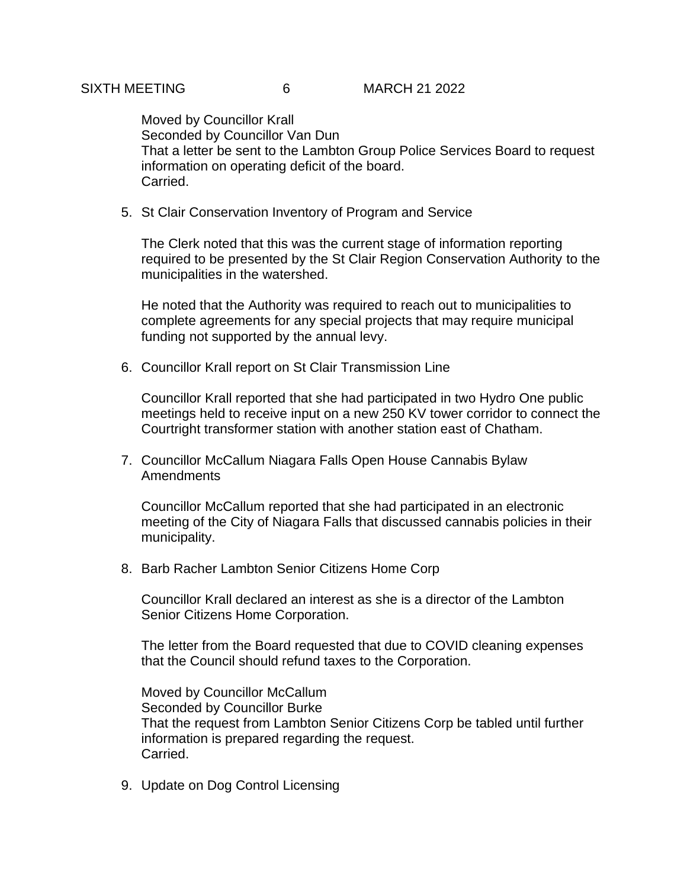Moved by Councillor Krall
Seconded by Councillor Van Dun
That a letter be sent to the Lambton Group Police Services Board to request information on operating deficit of the board.
Carried.

5. St Clair Conservation Inventory of Program and Service

   The Clerk noted that this was the current stage of information reporting required to be presented by the St Clair Region Conservation Authority to the municipalities in the watershed.

   He noted that the Authority was required to reach out to municipalities to complete agreements for any special projects that may require municipal funding not supported by the annual levy.

6. Councillor Krall report on St Clair Transmission Line

   Councillor Krall reported that she had participated in two Hydro One public meetings held to receive input on a new 250 KV tower corridor to connect the Courtright transformer station with another station east of Chatham.

7. Councillor McCallum Niagara Falls Open House Cannabis Bylaw Amendments

   Councillor McCallum reported that she had participated in an electronic meeting of the City of Niagara Falls that discussed cannabis policies in their municipality.

8. Barb Racher Lambton Senior Citizens Home Corp

   Councillor Krall declared an interest as she is a director of the Lambton Senior Citizens Home Corporation.

   The letter from the Board requested that due to COVID cleaning expenses that the Council should refund taxes to the Corporation.

   Moved by Councillor McCallum
   Seconded by Councillor Burke
   That the request from Lambton Senior Citizens Corp be tabled until further information is prepared regarding the request.
   Carried.

9. Update on Dog Control Licensing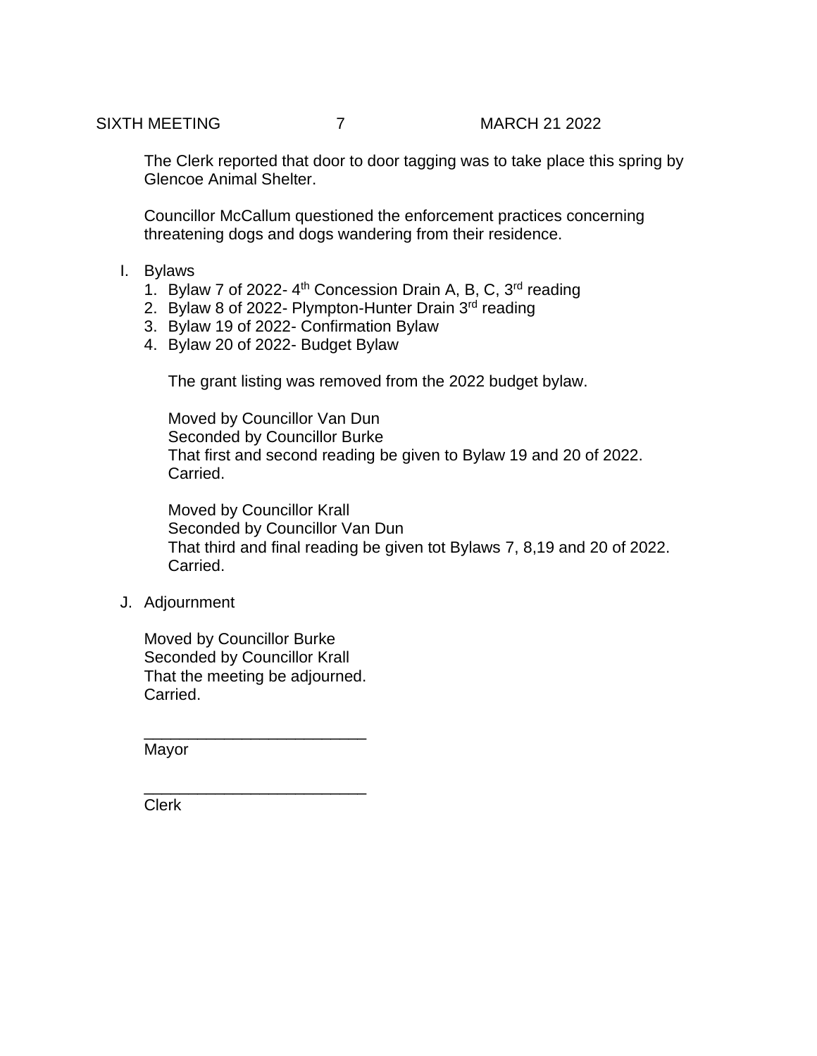The Clerk reported that door to door tagging was to take place this spring by Glencoe Animal Shelter.

Councillor McCallum questioned the enforcement practices concerning threatening dogs and dogs wandering from their residence.

I. Bylaws
   1. Bylaw 7 of 2022- 4th Concession Drain A, B, C, 3rd reading
   2. Bylaw 8 of 2022- Plympton-Hunter Drain 3rd reading
   3. Bylaw 19 of 2022- Confirmation Bylaw
   4. Bylaw 20 of 2022- Budget Bylaw

   The grant listing was removed from the 2022 budget bylaw.

   Moved by Councillor Van Dun
   Seconded by Councillor Burke
   That first and second reading be given to Bylaw 19 and 20 of 2022.
   Carried.

   Moved by Councillor Krall
   Seconded by Councillor Van Dun
   That third and final reading be given tot Bylaws 7, 8,19 and 20 of 2022.
   Carried.

J. Adjournment

Moved by Councillor Burke
Seconded by Councillor Krall
That the meeting be adjourned.
Carried.

_________________________
Mayor

_________________________
Clerk